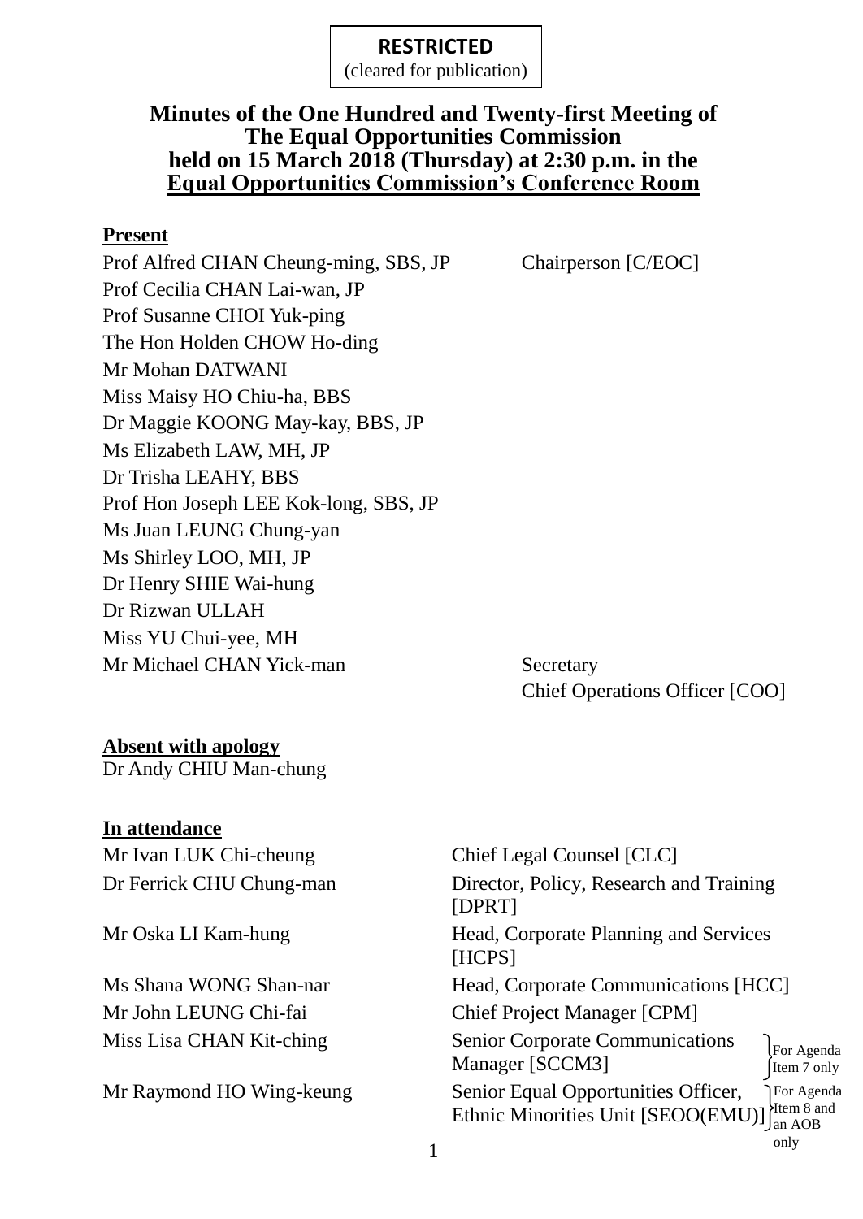**RESTRICTED**
(cleared for publication)

# Minutes of the One Hundred and Twenty-first Meeting of The Equal Opportunities Commission held on 15 March 2018 (Thursday) at 2:30 p.m. in the Equal Opportunities Commission's Conference Room

## Present

| | |
|---|---|
| Prof Alfred CHAN Cheung-ming, SBS, JP | Chairperson [C/EOC] |
| Prof Cecilia CHAN Lai-wan, JP | |
| Prof Susanne CHOI Yuk-ping | |
| The Hon Holden CHOW Ho-ding | |
| Mr Mohan DATWANI | |
| Miss Maisy HO Chiu-ha, BBS | |
| Dr Maggie KOONG May-kay, BBS, JP | |
| Ms Elizabeth LAW, MH, JP | |
| Dr Trisha LEAHY, BBS | |
| Prof Hon Joseph LEE Kok-long, SBS, JP | |
| Ms Juan LEUNG Chung-yan | |
| Ms Shirley LOO, MH, JP | |
| Dr Henry SHIE Wai-hung | |
| Dr Rizwan ULLAH | |
| Miss YU Chui-yee, MH | |
| Mr Michael CHAN Yick-man | Secretary<br>Chief Operations Officer [COO] |

## Absent with apology

Dr Andy CHIU Man-chung

## In attendance

| | | |
|---|---|---|
| Mr Ivan LUK Chi-cheung | Chief Legal Counsel [CLC] | |
| Dr Ferrick CHU Chung-man | Director, Policy, Research and Training [DPRT] | |
| Mr Oska LI Kam-hung | Head, Corporate Planning and Services [HCPS] | |
| Ms Shana WONG Shan-nar | Head, Corporate Communications [HCC] | |
| Mr John LEUNG Chi-fai | Chief Project Manager [CPM] | |
| Miss Lisa CHAN Kit-ching | Senior Corporate Communications Manager [SCCM3] | For Agenda Item 7 only |
| Mr Raymond HO Wing-keung | Senior Equal Opportunities Officer, Ethnic Minorities Unit [SEOO(EMU)] | For Agenda Item 8 and an AOB only |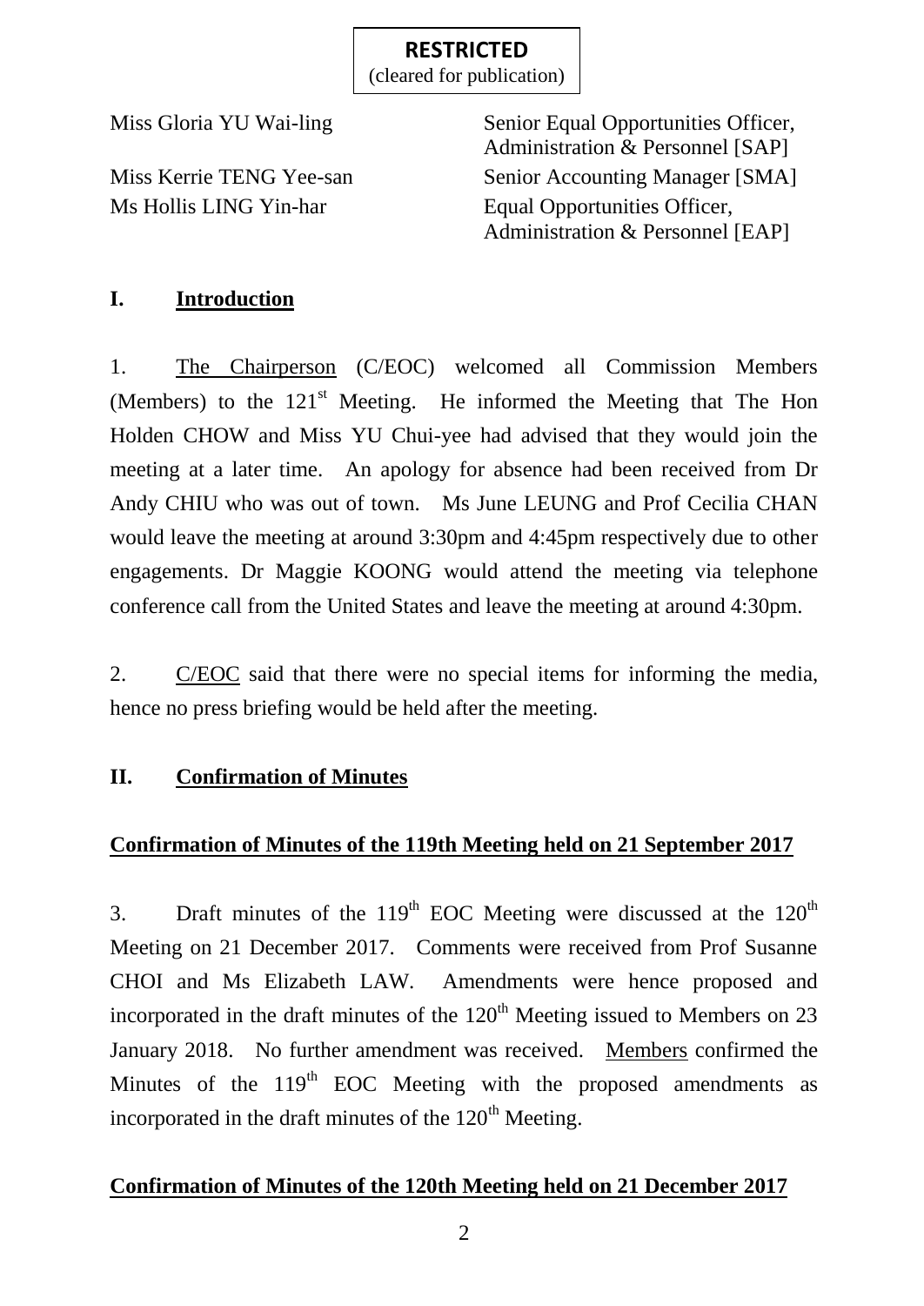**RESTRICTED**
(cleared for publication)

| | |
|---|---|
| Miss Gloria YU Wai-ling | Senior Equal Opportunities Officer, Administration & Personnel [SAP] |
| Miss Kerrie TENG Yee-san | Senior Accounting Manager [SMA] |
| Ms Hollis LING Yin-har | Equal Opportunities Officer, Administration & Personnel [EAP] |

## I. Introduction

1. The Chairperson (C/EOC) welcomed all Commission Members (Members) to the 121st Meeting. He informed the Meeting that The Hon Holden CHOW and Miss YU Chui-yee had advised that they would join the meeting at a later time. An apology for absence had been received from Dr Andy CHIU who was out of town. Ms June LEUNG and Prof Cecilia CHAN would leave the meeting at around 3:30pm and 4:45pm respectively due to other engagements. Dr Maggie KOONG would attend the meeting via telephone conference call from the United States and leave the meeting at around 4:30pm.

2. C/EOC said that there were no special items for informing the media, hence no press briefing would be held after the meeting.

## II. Confirmation of Minutes

### Confirmation of Minutes of the 119th Meeting held on 21 September 2017

3. Draft minutes of the 119th EOC Meeting were discussed at the 120th Meeting on 21 December 2017. Comments were received from Prof Susanne CHOI and Ms Elizabeth LAW. Amendments were hence proposed and incorporated in the draft minutes of the 120th Meeting issued to Members on 23 January 2018. No further amendment was received. Members confirmed the Minutes of the 119th EOC Meeting with the proposed amendments as incorporated in the draft minutes of the 120th Meeting.

### Confirmation of Minutes of the 120th Meeting held on 21 December 2017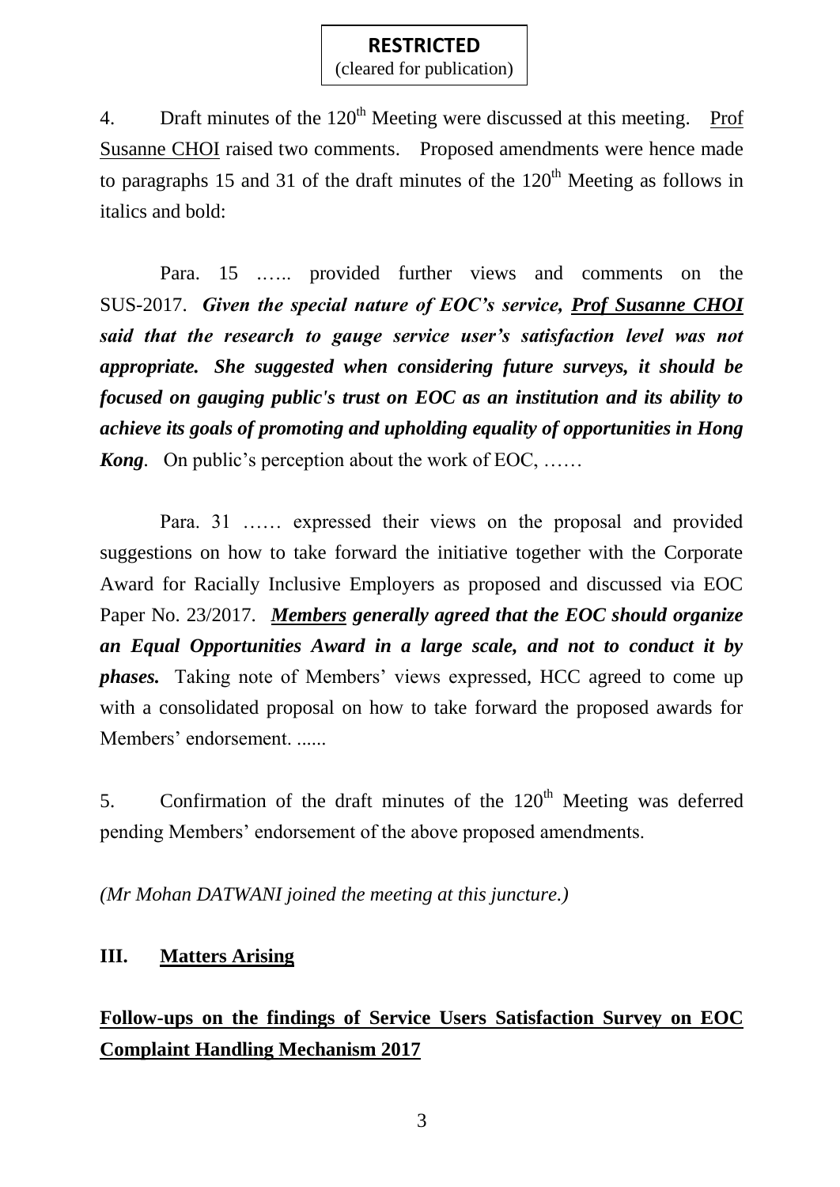4. Draft minutes of the 120th Meeting were discussed at this meeting. Prof Susanne CHOI raised two comments. Proposed amendments were hence made to paragraphs 15 and 31 of the draft minutes of the 120th Meeting as follows in italics and bold:

Para. 15 …... provided further views and comments on the SUS-2017. ***Given the special nature of EOC's service, Prof Susanne CHOI said that the research to gauge service user's satisfaction level was not appropriate. She suggested when considering future surveys, it should be focused on gauging public's trust on EOC as an institution and its ability to achieve its goals of promoting and upholding equality of opportunities in Hong Kong***. On public's perception about the work of EOC, ……

Para. 31 …… expressed their views on the proposal and provided suggestions on how to take forward the initiative together with the Corporate Award for Racially Inclusive Employers as proposed and discussed via EOC Paper No. 23/2017. ***Members generally agreed that the EOC should organize an Equal Opportunities Award in a large scale, and not to conduct it by phases.*** Taking note of Members' views expressed, HCC agreed to come up with a consolidated proposal on how to take forward the proposed awards for Members' endorsement. ......

5. Confirmation of the draft minutes of the 120th Meeting was deferred pending Members' endorsement of the above proposed amendments.

*(Mr Mohan DATWANI joined the meeting at this juncture.)*

## III. Matters Arising

### Follow-ups on the findings of Service Users Satisfaction Survey on EOC Complaint Handling Mechanism 2017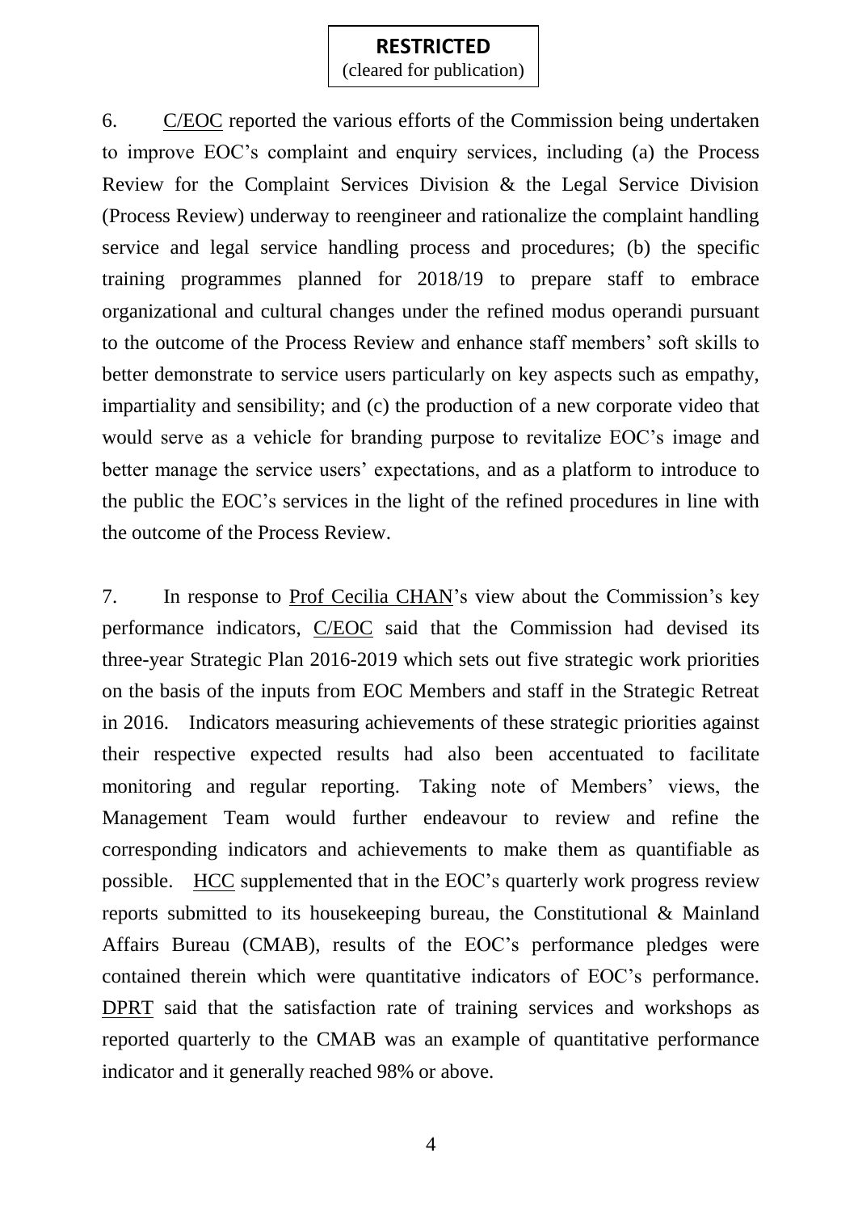**RESTRICTED**
(cleared for publication)

6. <u>C/EOC</u> reported the various efforts of the Commission being undertaken to improve EOC's complaint and enquiry services, including (a) the Process Review for the Complaint Services Division & the Legal Service Division (Process Review) underway to reengineer and rationalize the complaint handling service and legal service handling process and procedures; (b) the specific training programmes planned for 2018/19 to prepare staff to embrace organizational and cultural changes under the refined modus operandi pursuant to the outcome of the Process Review and enhance staff members' soft skills to better demonstrate to service users particularly on key aspects such as empathy, impartiality and sensibility; and (c) the production of a new corporate video that would serve as a vehicle for branding purpose to revitalize EOC's image and better manage the service users' expectations, and as a platform to introduce to the public the EOC's services in the light of the refined procedures in line with the outcome of the Process Review.

7. In response to <u>Prof Cecilia CHAN</u>'s view about the Commission's key performance indicators, <u>C/EOC</u> said that the Commission had devised its three-year Strategic Plan 2016-2019 which sets out five strategic work priorities on the basis of the inputs from EOC Members and staff in the Strategic Retreat in 2016. Indicators measuring achievements of these strategic priorities against their respective expected results had also been accentuated to facilitate monitoring and regular reporting. Taking note of Members' views, the Management Team would further endeavour to review and refine the corresponding indicators and achievements to make them as quantifiable as possible. <u>HCC</u> supplemented that in the EOC's quarterly work progress review reports submitted to its housekeeping bureau, the Constitutional & Mainland Affairs Bureau (CMAB), results of the EOC's performance pledges were contained therein which were quantitative indicators of EOC's performance. <u>DPRT</u> said that the satisfaction rate of training services and workshops as reported quarterly to the CMAB was an example of quantitative performance indicator and it generally reached 98% or above.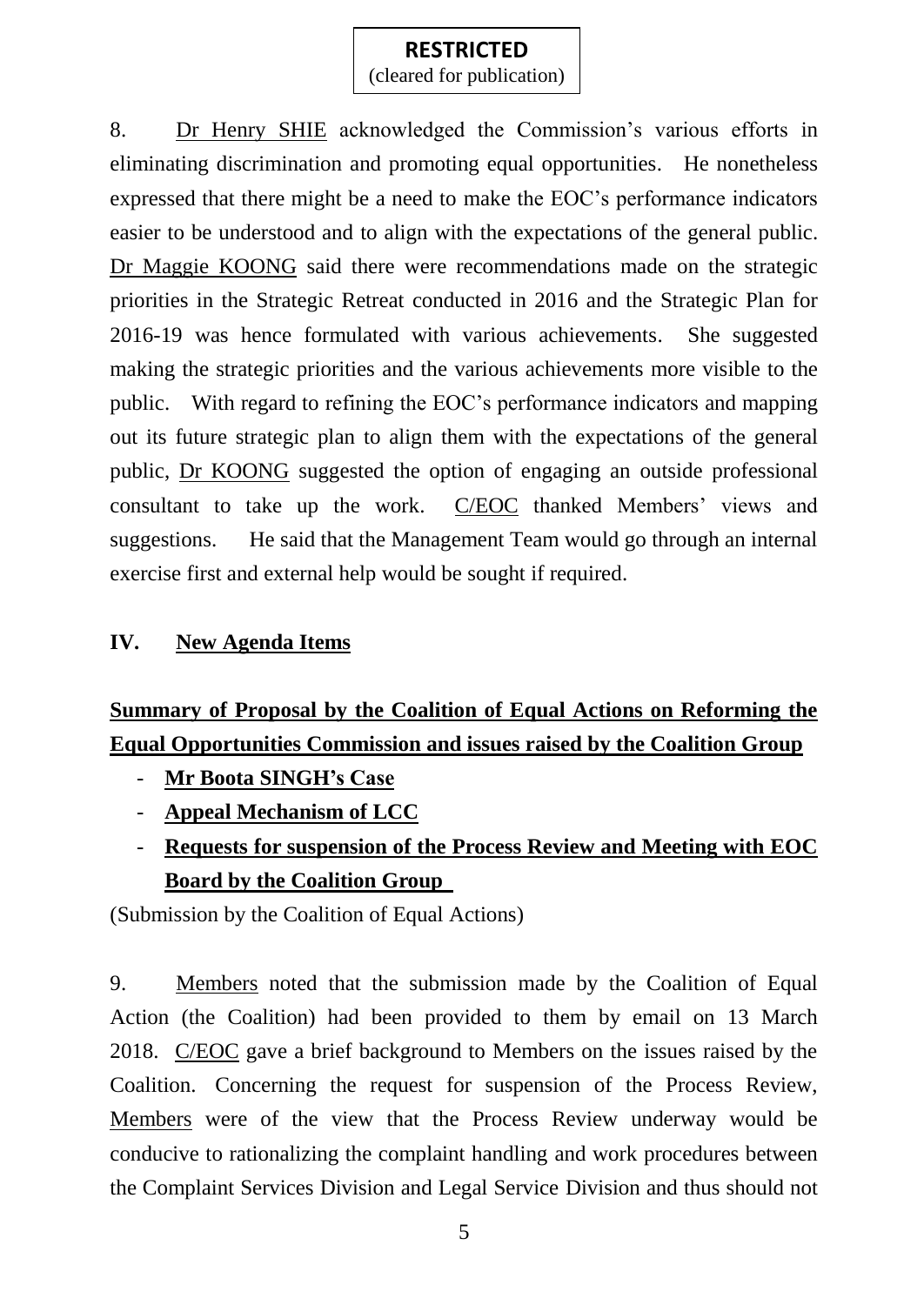**RESTRICTED**
(cleared for publication)

8. Dr Henry SHIE acknowledged the Commission's various efforts in eliminating discrimination and promoting equal opportunities. He nonetheless expressed that there might be a need to make the EOC's performance indicators easier to be understood and to align with the expectations of the general public. Dr Maggie KOONG said there were recommendations made on the strategic priorities in the Strategic Retreat conducted in 2016 and the Strategic Plan for 2016-19 was hence formulated with various achievements. She suggested making the strategic priorities and the various achievements more visible to the public. With regard to refining the EOC's performance indicators and mapping out its future strategic plan to align them with the expectations of the general public, Dr KOONG suggested the option of engaging an outside professional consultant to take up the work. C/EOC thanked Members' views and suggestions. He said that the Management Team would go through an internal exercise first and external help would be sought if required.

## IV. New Agenda Items

### Summary of Proposal by the Coalition of Equal Actions on Reforming the Equal Opportunities Commission and issues raised by the Coalition Group

- **Mr Boota SINGH's Case**
- **Appeal Mechanism of LCC**
- **Requests for suspension of the Process Review and Meeting with EOC Board by the Coalition Group**

(Submission by the Coalition of Equal Actions)

9. Members noted that the submission made by the Coalition of Equal Action (the Coalition) had been provided to them by email on 13 March 2018. C/EOC gave a brief background to Members on the issues raised by the Coalition. Concerning the request for suspension of the Process Review, Members were of the view that the Process Review underway would be conducive to rationalizing the complaint handling and work procedures between the Complaint Services Division and Legal Service Division and thus should not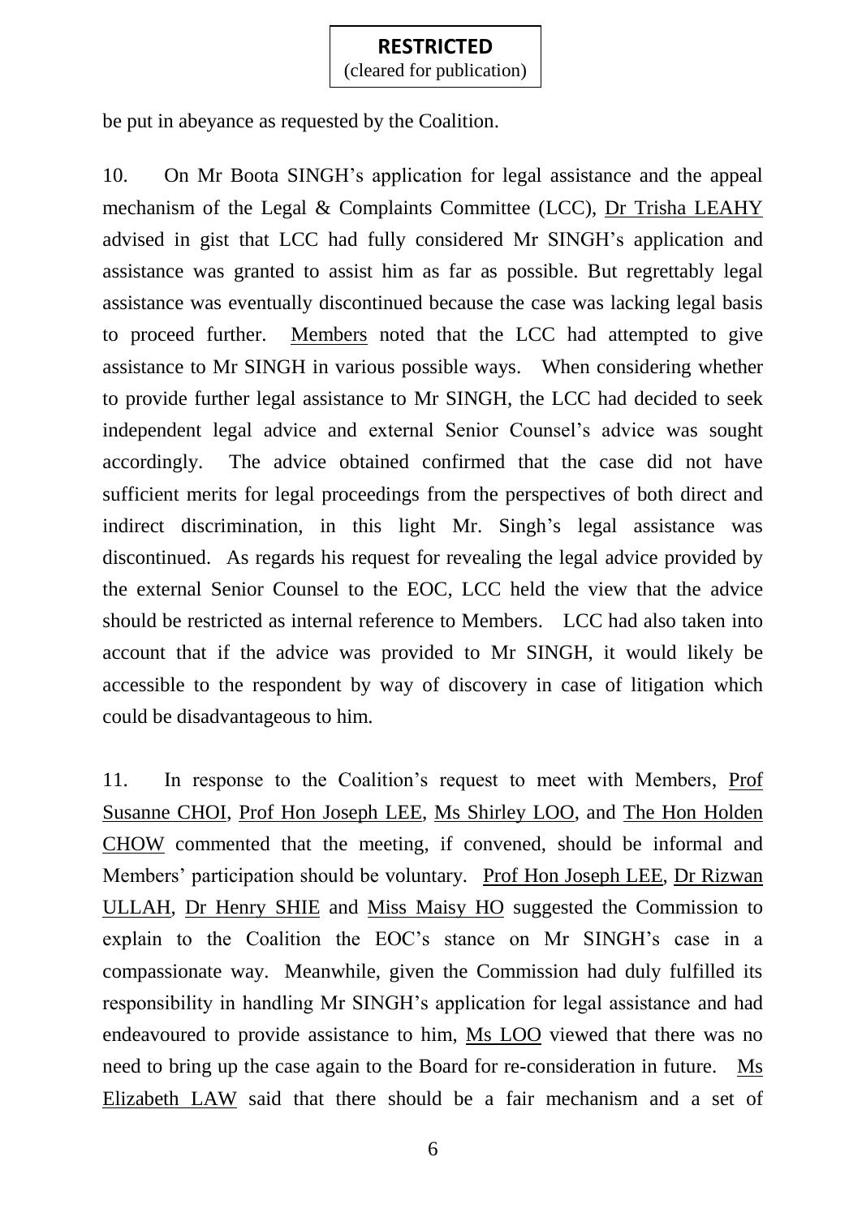be put in abeyance as requested by the Coalition.

10. On Mr Boota SINGH's application for legal assistance and the appeal mechanism of the Legal & Complaints Committee (LCC), Dr Trisha LEAHY advised in gist that LCC had fully considered Mr SINGH's application and assistance was granted to assist him as far as possible. But regrettably legal assistance was eventually discontinued because the case was lacking legal basis to proceed further. Members noted that the LCC had attempted to give assistance to Mr SINGH in various possible ways. When considering whether to provide further legal assistance to Mr SINGH, the LCC had decided to seek independent legal advice and external Senior Counsel's advice was sought accordingly. The advice obtained confirmed that the case did not have sufficient merits for legal proceedings from the perspectives of both direct and indirect discrimination, in this light Mr. Singh's legal assistance was discontinued. As regards his request for revealing the legal advice provided by the external Senior Counsel to the EOC, LCC held the view that the advice should be restricted as internal reference to Members. LCC had also taken into account that if the advice was provided to Mr SINGH, it would likely be accessible to the respondent by way of discovery in case of litigation which could be disadvantageous to him.

11. In response to the Coalition's request to meet with Members, Prof Susanne CHOI, Prof Hon Joseph LEE, Ms Shirley LOO, and The Hon Holden CHOW commented that the meeting, if convened, should be informal and Members' participation should be voluntary. Prof Hon Joseph LEE, Dr Rizwan ULLAH, Dr Henry SHIE and Miss Maisy HO suggested the Commission to explain to the Coalition the EOC's stance on Mr SINGH's case in a compassionate way. Meanwhile, given the Commission had duly fulfilled its responsibility in handling Mr SINGH's application for legal assistance and had endeavoured to provide assistance to him, Ms LOO viewed that there was no need to bring up the case again to the Board for re-consideration in future. Ms Elizabeth LAW said that there should be a fair mechanism and a set of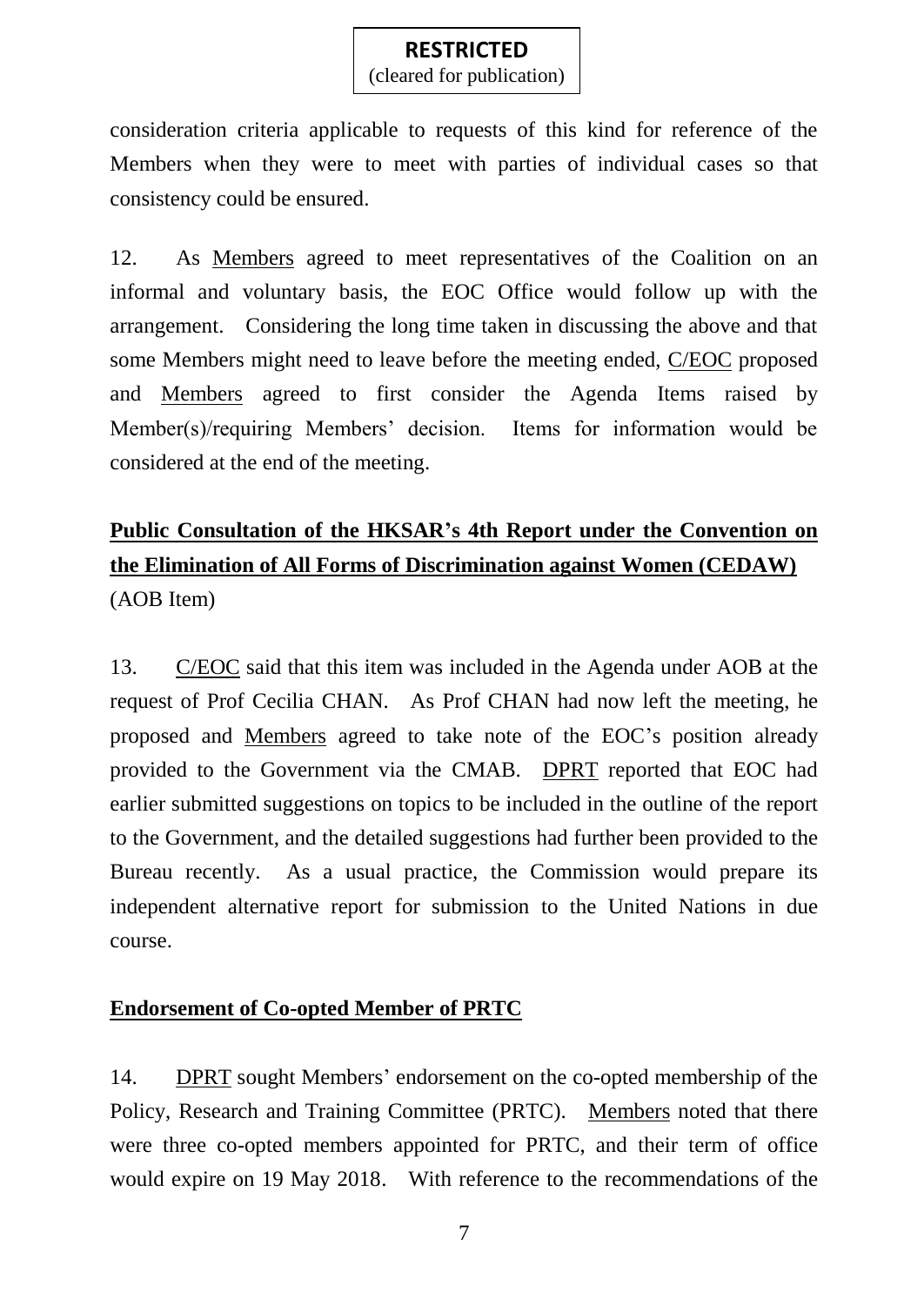consideration criteria applicable to requests of this kind for reference of the Members when they were to meet with parties of individual cases so that consistency could be ensured.

12. As Members agreed to meet representatives of the Coalition on an informal and voluntary basis, the EOC Office would follow up with the arrangement. Considering the long time taken in discussing the above and that some Members might need to leave before the meeting ended, C/EOC proposed and Members agreed to first consider the Agenda Items raised by Member(s)/requiring Members' decision. Items for information would be considered at the end of the meeting.

**Public Consultation of the HKSAR's 4th Report under the Convention on the Elimination of All Forms of Discrimination against Women (CEDAW)**
(AOB Item)

13. C/EOC said that this item was included in the Agenda under AOB at the request of Prof Cecilia CHAN. As Prof CHAN had now left the meeting, he proposed and Members agreed to take note of the EOC's position already provided to the Government via the CMAB. DPRT reported that EOC had earlier submitted suggestions on topics to be included in the outline of the report to the Government, and the detailed suggestions had further been provided to the Bureau recently. As a usual practice, the Commission would prepare its independent alternative report for submission to the United Nations in due course.

**Endorsement of Co-opted Member of PRTC**

14. DPRT sought Members' endorsement on the co-opted membership of the Policy, Research and Training Committee (PRTC). Members noted that there were three co-opted members appointed for PRTC, and their term of office would expire on 19 May 2018. With reference to the recommendations of the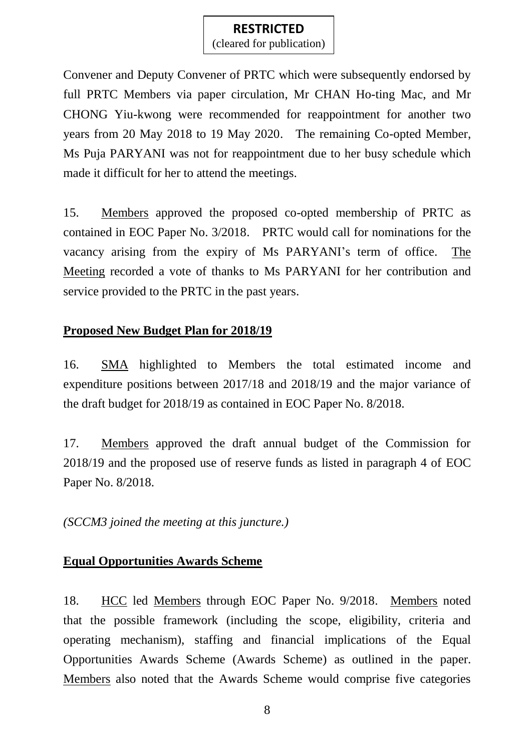Convener and Deputy Convener of PRTC which were subsequently endorsed by full PRTC Members via paper circulation, Mr CHAN Ho-ting Mac, and Mr CHONG Yiu-kwong were recommended for reappointment for another two years from 20 May 2018 to 19 May 2020. The remaining Co-opted Member, Ms Puja PARYANI was not for reappointment due to her busy schedule which made it difficult for her to attend the meetings.

15. Members approved the proposed co-opted membership of PRTC as contained in EOC Paper No. 3/2018. PRTC would call for nominations for the vacancy arising from the expiry of Ms PARYANI's term of office. The Meeting recorded a vote of thanks to Ms PARYANI for her contribution and service provided to the PRTC in the past years.

## Proposed New Budget Plan for 2018/19

16. SMA highlighted to Members the total estimated income and expenditure positions between 2017/18 and 2018/19 and the major variance of the draft budget for 2018/19 as contained in EOC Paper No. 8/2018.

17. Members approved the draft annual budget of the Commission for 2018/19 and the proposed use of reserve funds as listed in paragraph 4 of EOC Paper No. 8/2018.

*(SCCM3 joined the meeting at this juncture.)*

## Equal Opportunities Awards Scheme

18. HCC led Members through EOC Paper No. 9/2018. Members noted that the possible framework (including the scope, eligibility, criteria and operating mechanism), staffing and financial implications of the Equal Opportunities Awards Scheme (Awards Scheme) as outlined in the paper. Members also noted that the Awards Scheme would comprise five categories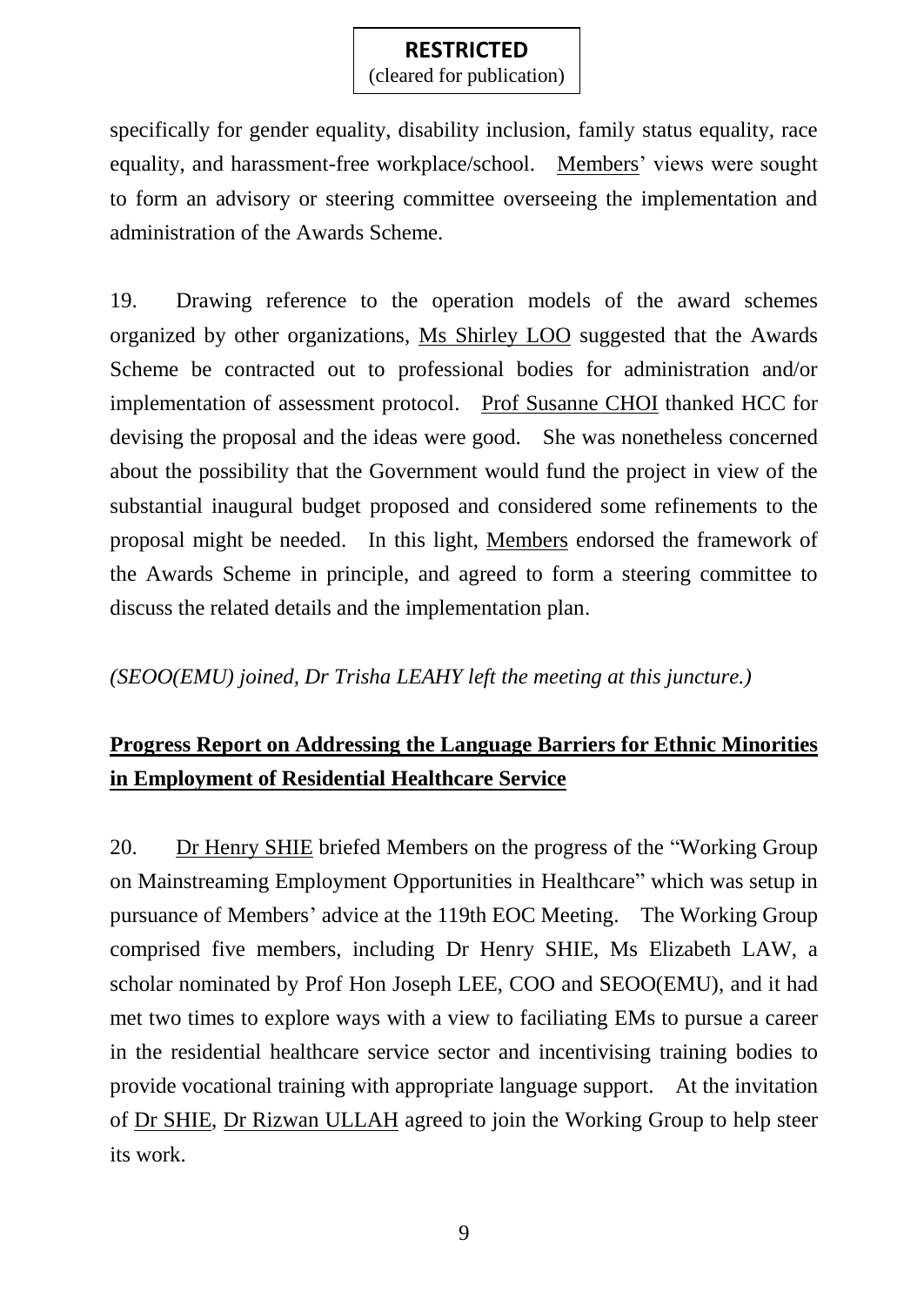specifically for gender equality, disability inclusion, family status equality, race equality, and harassment-free workplace/school. Members' views were sought to form an advisory or steering committee overseeing the implementation and administration of the Awards Scheme.

19. Drawing reference to the operation models of the award schemes organized by other organizations, Ms Shirley LOO suggested that the Awards Scheme be contracted out to professional bodies for administration and/or implementation of assessment protocol. Prof Susanne CHOI thanked HCC for devising the proposal and the ideas were good. She was nonetheless concerned about the possibility that the Government would fund the project in view of the substantial inaugural budget proposed and considered some refinements to the proposal might be needed. In this light, Members endorsed the framework of the Awards Scheme in principle, and agreed to form a steering committee to discuss the related details and the implementation plan.

*(SEOO(EMU) joined, Dr Trisha LEAHY left the meeting at this juncture.)*

## Progress Report on Addressing the Language Barriers for Ethnic Minorities in Employment of Residential Healthcare Service

20. Dr Henry SHIE briefed Members on the progress of the "Working Group on Mainstreaming Employment Opportunities in Healthcare" which was setup in pursuance of Members' advice at the 119th EOC Meeting. The Working Group comprised five members, including Dr Henry SHIE, Ms Elizabeth LAW, a scholar nominated by Prof Hon Joseph LEE, COO and SEOO(EMU), and it had met two times to explore ways with a view to faciliating EMs to pursue a career in the residential healthcare service sector and incentivising training bodies to provide vocational training with appropriate language support. At the invitation of Dr SHIE, Dr Rizwan ULLAH agreed to join the Working Group to help steer its work.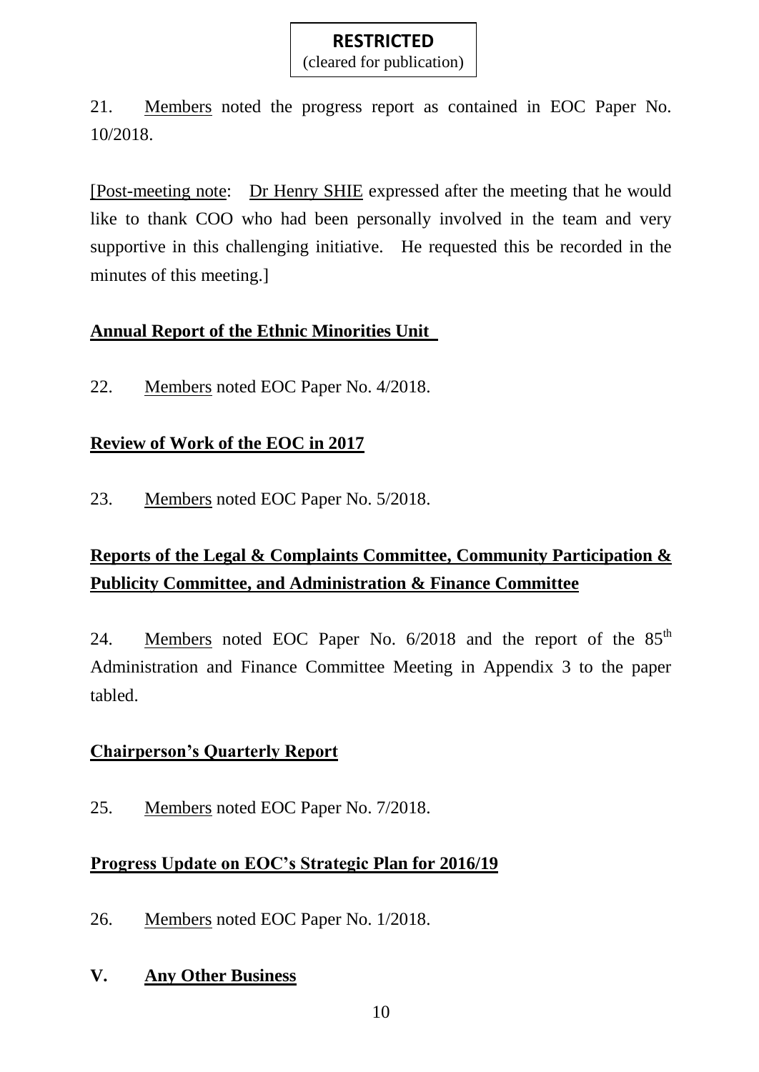**RESTRICTED**
(cleared for publication)

21. Members noted the progress report as contained in EOC Paper No. 10/2018.

[Post-meeting note: Dr Henry SHIE expressed after the meeting that he would like to thank COO who had been personally involved in the team and very supportive in this challenging initiative. He requested this be recorded in the minutes of this meeting.]

**Annual Report of the Ethnic Minorities Unit**

22. Members noted EOC Paper No. 4/2018.

**Review of Work of the EOC in 2017**

23. Members noted EOC Paper No. 5/2018.

**Reports of the Legal & Complaints Committee, Community Participation & Publicity Committee, and Administration & Finance Committee**

24. Members noted EOC Paper No. 6/2018 and the report of the 85th Administration and Finance Committee Meeting in Appendix 3 to the paper tabled.

**Chairperson's Quarterly Report**

25. Members noted EOC Paper No. 7/2018.

**Progress Update on EOC's Strategic Plan for 2016/19**

26. Members noted EOC Paper No. 1/2018.

**V. Any Other Business**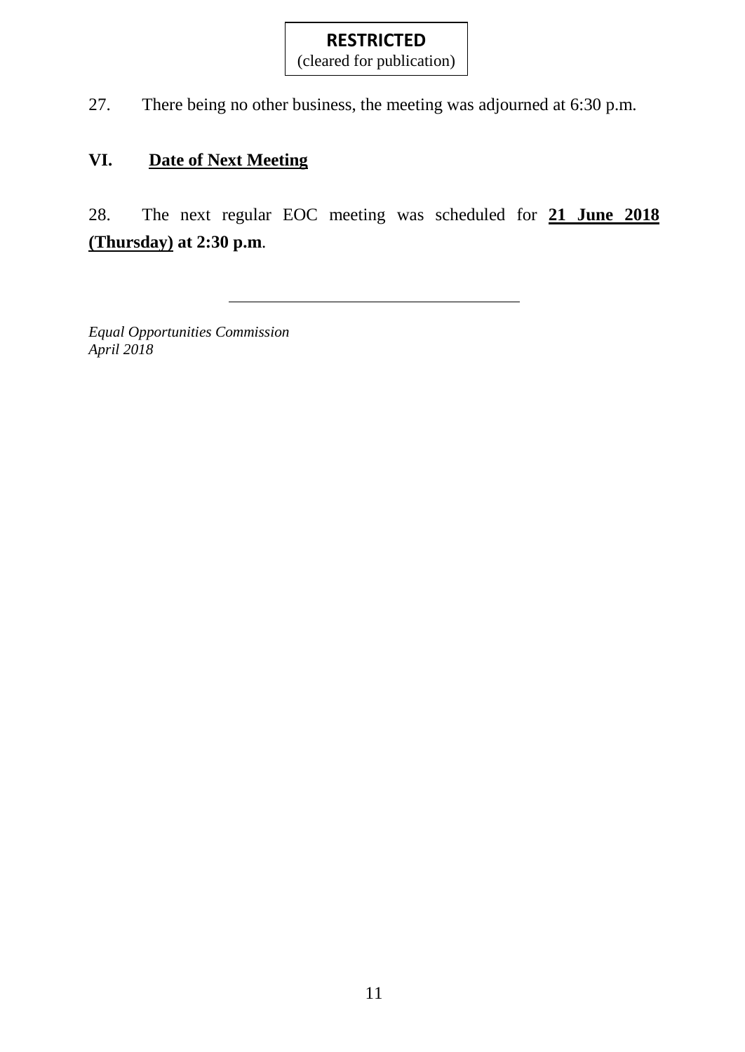**RESTRICTED**
(cleared for publication)

27. There being no other business, the meeting was adjourned at 6:30 p.m.

## VI. Date of Next Meeting

28. The next regular EOC meeting was scheduled for **21 June 2018 (Thursday) at 2:30 p.m**.

---

*Equal Opportunities Commission*
*April 2018*